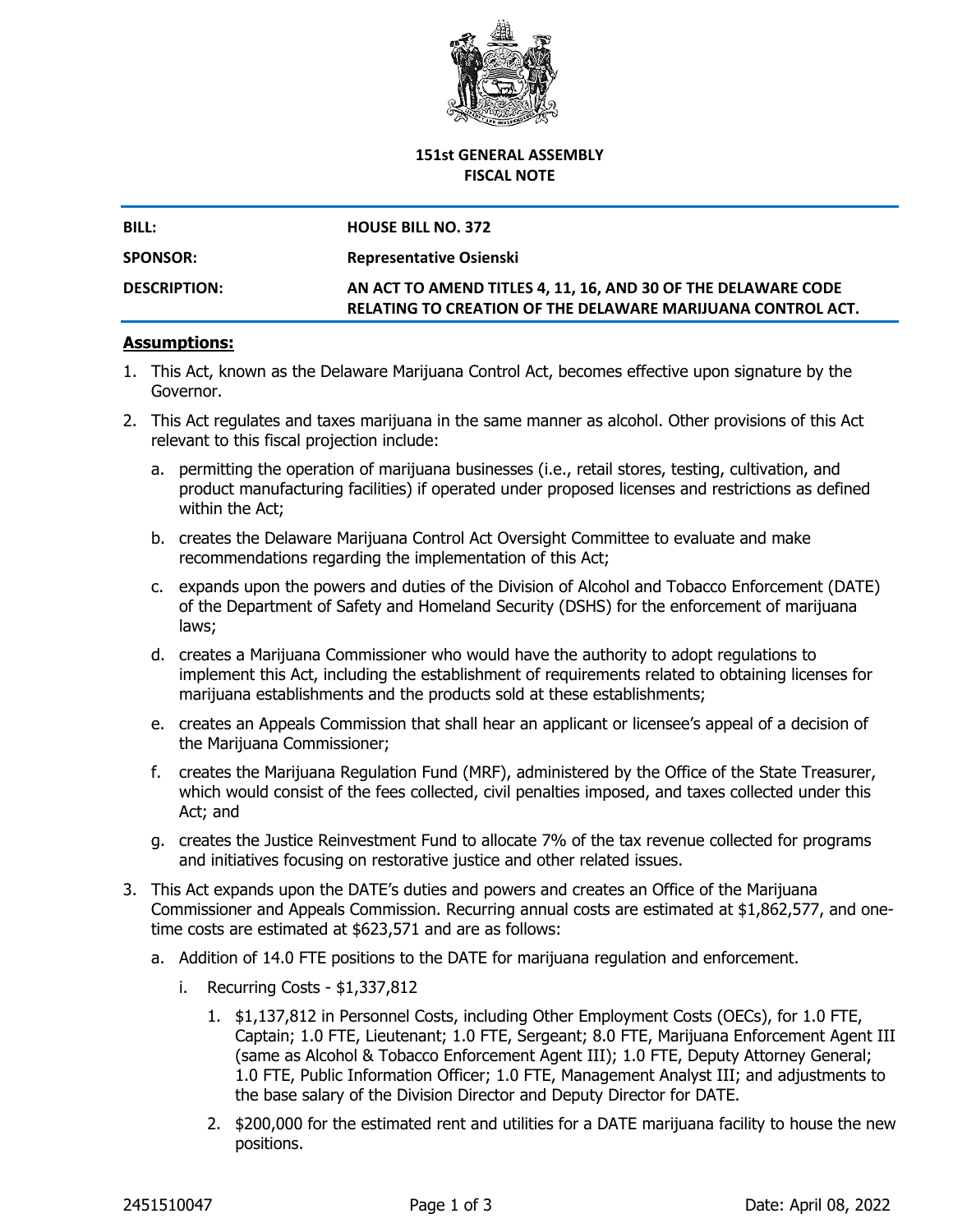**151st GENERAL ASSEMBLY**
**FISCAL NOTE**

| | |
|---|---|
| **BILL:** | **HOUSE BILL NO. 372** |
| **SPONSOR:** | **Representative Osienski** |
| **DESCRIPTION:** | **AN ACT TO AMEND TITLES 4, 11, 16, AND 30 OF THE DELAWARE CODE RELATING TO CREATION OF THE DELAWARE MARIJUANA CONTROL ACT.** |

## Assumptions:

1. This Act, known as the Delaware Marijuana Control Act, becomes effective upon signature by the Governor.
2. This Act regulates and taxes marijuana in the same manner as alcohol. Other provisions of this Act relevant to this fiscal projection include:
   a. permitting the operation of marijuana businesses (i.e., retail stores, testing, cultivation, and product manufacturing facilities) if operated under proposed licenses and restrictions as defined within the Act;
   b. creates the Delaware Marijuana Control Act Oversight Committee to evaluate and make recommendations regarding the implementation of this Act;
   c. expands upon the powers and duties of the Division of Alcohol and Tobacco Enforcement (DATE) of the Department of Safety and Homeland Security (DSHS) for the enforcement of marijuana laws;
   d. creates a Marijuana Commissioner who would have the authority to adopt regulations to implement this Act, including the establishment of requirements related to obtaining licenses for marijuana establishments and the products sold at these establishments;
   e. creates an Appeals Commission that shall hear an applicant or licensee's appeal of a decision of the Marijuana Commissioner;
   f. creates the Marijuana Regulation Fund (MRF), administered by the Office of the State Treasurer, which would consist of the fees collected, civil penalties imposed, and taxes collected under this Act; and
   g. creates the Justice Reinvestment Fund to allocate 7% of the tax revenue collected for programs and initiatives focusing on restorative justice and other related issues.
3. This Act expands upon the DATE's duties and powers and creates an Office of the Marijuana Commissioner and Appeals Commission. Recurring annual costs are estimated at $1,862,577, and one-time costs are estimated at $623,571 and are as follows:
   a. Addition of 14.0 FTE positions to the DATE for marijuana regulation and enforcement.
      i. Recurring Costs - $1,337,812
         1. $1,137,812 in Personnel Costs, including Other Employment Costs (OECs), for 1.0 FTE, Captain; 1.0 FTE, Lieutenant; 1.0 FTE, Sergeant; 8.0 FTE, Marijuana Enforcement Agent III (same as Alcohol & Tobacco Enforcement Agent III); 1.0 FTE, Deputy Attorney General; 1.0 FTE, Public Information Officer; 1.0 FTE, Management Analyst III; and adjustments to the base salary of the Division Director and Deputy Director for DATE.
         2. $200,000 for the estimated rent and utilities for a DATE marijuana facility to house the new positions.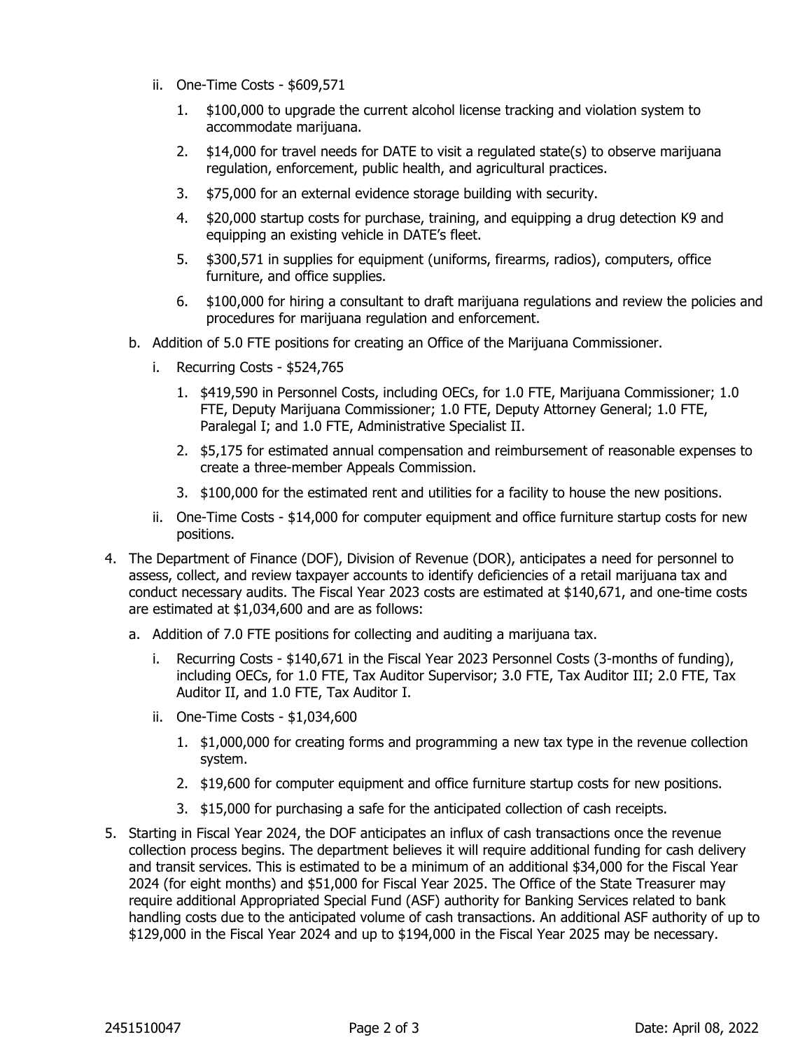ii. One-Time Costs - $609,571

   1. $100,000 to upgrade the current alcohol license tracking and violation system to accommodate marijuana.
   2. $14,000 for travel needs for DATE to visit a regulated state(s) to observe marijuana regulation, enforcement, public health, and agricultural practices.
   3. $75,000 for an external evidence storage building with security.
   4. $20,000 startup costs for purchase, training, and equipping a drug detection K9 and equipping an existing vehicle in DATE's fleet.
   5. $300,571 in supplies for equipment (uniforms, firearms, radios), computers, office furniture, and office supplies.
   6. $100,000 for hiring a consultant to draft marijuana regulations and review the policies and procedures for marijuana regulation and enforcement.

b. Addition of 5.0 FTE positions for creating an Office of the Marijuana Commissioner.

   i. Recurring Costs - $524,765

      1. $419,590 in Personnel Costs, including OECs, for 1.0 FTE, Marijuana Commissioner; 1.0 FTE, Deputy Marijuana Commissioner; 1.0 FTE, Deputy Attorney General; 1.0 FTE, Paralegal I; and 1.0 FTE, Administrative Specialist II.
      2. $5,175 for estimated annual compensation and reimbursement of reasonable expenses to create a three-member Appeals Commission.
      3. $100,000 for the estimated rent and utilities for a facility to house the new positions.

   ii. One-Time Costs - $14,000 for computer equipment and office furniture startup costs for new positions.

4. The Department of Finance (DOF), Division of Revenue (DOR), anticipates a need for personnel to assess, collect, and review taxpayer accounts to identify deficiencies of a retail marijuana tax and conduct necessary audits. The Fiscal Year 2023 costs are estimated at $140,671, and one-time costs are estimated at $1,034,600 and are as follows:

   a. Addition of 7.0 FTE positions for collecting and auditing a marijuana tax.

      i. Recurring Costs - $140,671 in the Fiscal Year 2023 Personnel Costs (3-months of funding), including OECs, for 1.0 FTE, Tax Auditor Supervisor; 3.0 FTE, Tax Auditor III; 2.0 FTE, Tax Auditor II, and 1.0 FTE, Tax Auditor I.

      ii. One-Time Costs - $1,034,600

         1. $1,000,000 for creating forms and programming a new tax type in the revenue collection system.
         2. $19,600 for computer equipment and office furniture startup costs for new positions.
         3. $15,000 for purchasing a safe for the anticipated collection of cash receipts.

5. Starting in Fiscal Year 2024, the DOF anticipates an influx of cash transactions once the revenue collection process begins. The department believes it will require additional funding for cash delivery and transit services. This is estimated to be a minimum of an additional $34,000 for the Fiscal Year 2024 (for eight months) and $51,000 for Fiscal Year 2025. The Office of the State Treasurer may require additional Appropriated Special Fund (ASF) authority for Banking Services related to bank handling costs due to the anticipated volume of cash transactions. An additional ASF authority of up to $129,000 in the Fiscal Year 2024 and up to $194,000 in the Fiscal Year 2025 may be necessary.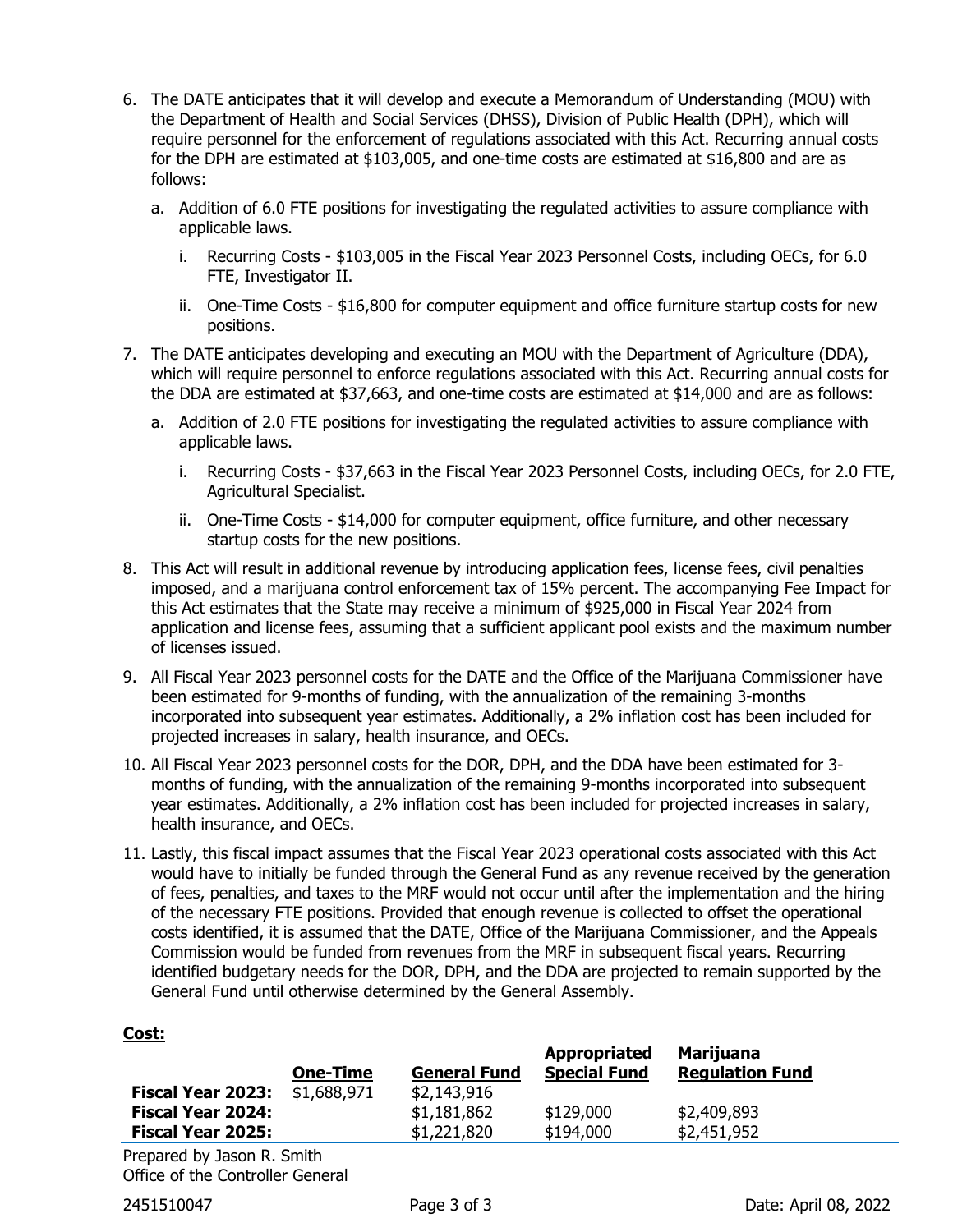6. The DATE anticipates that it will develop and execute a Memorandum of Understanding (MOU) with the Department of Health and Social Services (DHSS), Division of Public Health (DPH), which will require personnel for the enforcement of regulations associated with this Act. Recurring annual costs for the DPH are estimated at $103,005, and one-time costs are estimated at $16,800 and are as follows:
   a. Addition of 6.0 FTE positions for investigating the regulated activities to assure compliance with applicable laws.
      i. Recurring Costs - $103,005 in the Fiscal Year 2023 Personnel Costs, including OECs, for 6.0 FTE, Investigator II.
      ii. One-Time Costs - $16,800 for computer equipment and office furniture startup costs for new positions.
7. The DATE anticipates developing and executing an MOU with the Department of Agriculture (DDA), which will require personnel to enforce regulations associated with this Act. Recurring annual costs for the DDA are estimated at $37,663, and one-time costs are estimated at $14,000 and are as follows:
   a. Addition of 2.0 FTE positions for investigating the regulated activities to assure compliance with applicable laws.
      i. Recurring Costs - $37,663 in the Fiscal Year 2023 Personnel Costs, including OECs, for 2.0 FTE, Agricultural Specialist.
      ii. One-Time Costs - $14,000 for computer equipment, office furniture, and other necessary startup costs for the new positions.
8. This Act will result in additional revenue by introducing application fees, license fees, civil penalties imposed, and a marijuana control enforcement tax of 15% percent. The accompanying Fee Impact for this Act estimates that the State may receive a minimum of $925,000 in Fiscal Year 2024 from application and license fees, assuming that a sufficient applicant pool exists and the maximum number of licenses issued.
9. All Fiscal Year 2023 personnel costs for the DATE and the Office of the Marijuana Commissioner have been estimated for 9-months of funding, with the annualization of the remaining 3-months incorporated into subsequent year estimates. Additionally, a 2% inflation cost has been included for projected increases in salary, health insurance, and OECs.
10. All Fiscal Year 2023 personnel costs for the DOR, DPH, and the DDA have been estimated for 3-months of funding, with the annualization of the remaining 9-months incorporated into subsequent year estimates. Additionally, a 2% inflation cost has been included for projected increases in salary, health insurance, and OECs.
11. Lastly, this fiscal impact assumes that the Fiscal Year 2023 operational costs associated with this Act would have to initially be funded through the General Fund as any revenue received by the generation of fees, penalties, and taxes to the MRF would not occur until after the implementation and the hiring of the necessary FTE positions. Provided that enough revenue is collected to offset the operational costs identified, it is assumed that the DATE, Office of the Marijuana Commissioner, and the Appeals Commission would be funded from revenues from the MRF in subsequent fiscal years. Recurring identified budgetary needs for the DOR, DPH, and the DDA are projected to remain supported by the General Fund until otherwise determined by the General Assembly.

**Cost:**

| | One-Time | General Fund | Appropriated Special Fund | Marijuana Regulation Fund |
|---|---|---|---|---|
| **Fiscal Year 2023:** | $1,688,971 | $2,143,916 | | |
| **Fiscal Year 2024:** | | $1,181,862 | $129,000 | $2,409,893 |
| **Fiscal Year 2025:** | | $1,221,820 | $194,000 | $2,451,952 |

Prepared by Jason R. Smith
Office of the Controller General

2451510047

Date: April 08, 2022